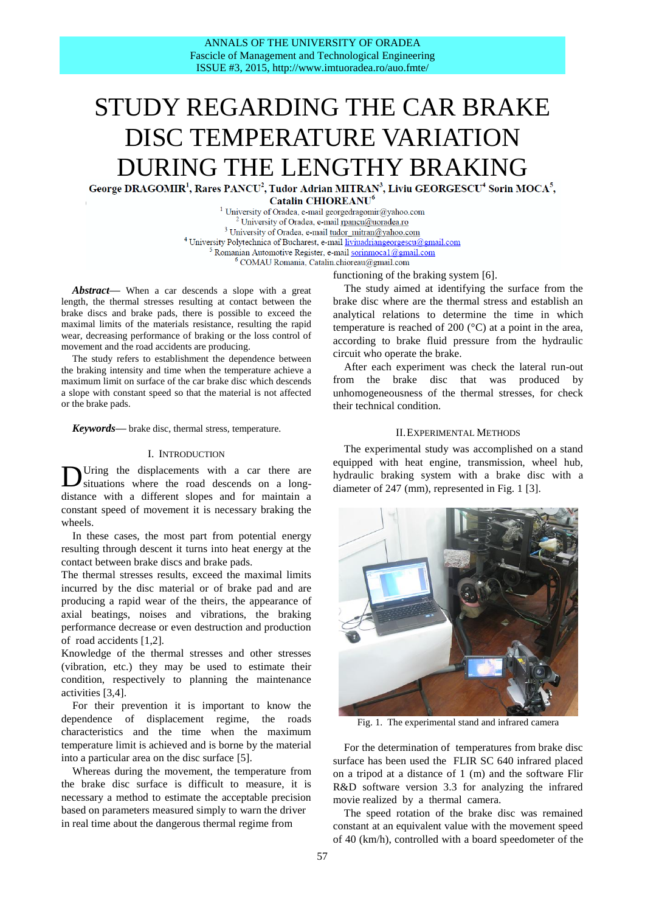ANNALS OF THE UNIVERSITY OF ORADEA
Fascicle of Management and Technological Engineering
ISSUE #3, 2015, http://www.imtuoradea.ro/auo.fmte/

# STUDY REGARDING THE CAR BRAKE DISC TEMPERATURE VARIATION DURING THE LENGTHY BRAKING

**George DRAGOMIR[1], Rares PANCU[2], Tudor Adrian MITRAN[3], Liviu GEORGESCU[4] Sorin MOCA[5], Catalin CHIOREANU[6]**

[1] University of Oradea, e-mail georgedragomir@yahoo.com
[2] University of Oradea, e-mail rpancu@uoradea.ro
[3] University of Oradea, e-mail tudor_mitran@yahoo.com
[4] University Polytechnica of Bucharest, e-mail liviuadriangeorgescu@gmail.com
[5] Romanian Automotive Register, e-mail sorinmoca1@gmail.com
[6] COMAU Romania, Catalin.chioreau@gmail.com

***Abstract*—** When a car descends a slope with a great length, the thermal stresses resulting at contact between the brake discs and brake pads, there is possible to exceed the maximal limits of the materials resistance, resulting the rapid wear, decreasing performance of braking or the loss control of movement and the road accidents are producing.

The study refers to establishment the dependence between the braking intensity and time when the temperature achieve a maximum limit on surface of the car brake disc which descends a slope with constant speed so that the material is not affected or the brake pads.

***Keywords*—** brake disc, thermal stress, temperature.

## I. Introduction

During the displacements with a car there are situations where the road descends on a long-distance with a different slopes and for maintain a constant speed of movement it is necessary braking the wheels.

In these cases, the most part from potential energy resulting through descent it turns into heat energy at the contact between brake discs and brake pads.
The thermal stresses results, exceed the maximal limits incurred by the disc material or of brake pad and are producing a rapid wear, the appearance of axial beatings, noises and vibrations, the braking performance decrease or even destruction and production of road accidents [1,2].
Knowledge of the thermal stresses and other stresses (vibration, etc.) they may be used to estimate their condition, respectively to planning the maintenance activities [3,4].

For their prevention it is important to know the dependence of displacement regime, the roads characteristics and the time when the maximum temperature limit is achieved and is borne by the material into a particular area on the disc surface [5].

Whereas during the movement, the temperature from the brake disc surface is difficult to measure, it is necessary a method to estimate the acceptable precision based on parameters measured simply to warn the driver in real time about the dangerous thermal regime from functioning of the braking system [6].

The study aimed at identifying the surface from the brake disc where are the thermal stress and establish an analytical relations to determine the time in which temperature is reached of 200 (°C) at a point in the area, according to brake fluid pressure from the hydraulic circuit who operate the brake.

After each experiment was check the lateral run-out from the brake disc that was produced by unhomogeneousness of the thermal stresses, for check their technical condition.

## II. Experimental Methods

The experimental study was accomplished on a stand equipped with heat engine, transmission, wheel hub, hydraulic braking system with a brake disc with a diameter of 247 (mm), represented in Fig. 1 [3].

Fig. 1. The experimental stand and infrared camera

For the determination of temperatures from brake disc surface has been used the FLIR SC 640 infrared placed on a tripod at a distance of 1 (m) and the software Flir R&D software version 3.3 for analyzing the infrared movie realized by a thermal camera.

The speed rotation of the brake disc was remained constant at an equivalent value with the movement speed of 40 (km/h), controlled with a board speedometer of the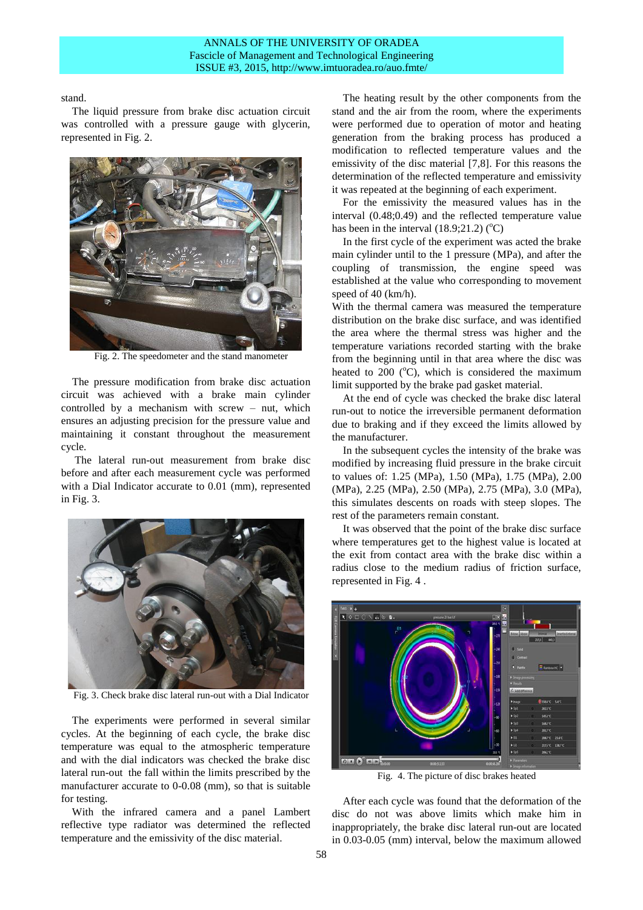stand.

The liquid pressure from brake disc actuation circuit was controlled with a pressure gauge with glycerin, represented in Fig. 2.

Fig. 2. The speedometer and the stand manometer

The pressure modification from brake disc actuation circuit was achieved with a brake main cylinder controlled by a mechanism with screw – nut, which ensures an adjusting precision for the pressure value and maintaining it constant throughout the measurement cycle.

The lateral run-out measurement from brake disc before and after each measurement cycle was performed with a Dial Indicator accurate to 0.01 (mm), represented in Fig. 3.

Fig. 3. Check brake disc lateral run-out with a Dial Indicator

The experiments were performed in several similar cycles. At the beginning of each cycle, the brake disc temperature was equal to the atmospheric temperature and with the dial indicators was checked the brake disc lateral run-out the fall within the limits prescribed by the manufacturer accurate to 0-0.08 (mm), so that is suitable for testing.

With the infrared camera and a panel Lambert reflective type radiator was determined the reflected temperature and the emissivity of the disc material.

The heating result by the other components from the stand and the air from the room, where the experiments were performed due to operation of motor and heating generation from the braking process has produced a modification to reflected temperature values and the emissivity of the disc material [7,8]. For this reasons the determination of the reflected temperature and emissivity it was repeated at the beginning of each experiment.

For the emissivity the measured values has in the interval (0.48;0.49) and the reflected temperature value has been in the interval (18.9;21.2) ($^{o}$C)

In the first cycle of the experiment was acted the brake main cylinder until to the 1 pressure (MPa), and after the coupling of transmission, the engine speed was established at the value who corresponding to movement speed of 40 (km/h).

With the thermal camera was measured the temperature distribution on the brake disc surface, and was identified the area where the thermal stress was higher and the temperature variations recorded starting with the brake from the beginning until in that area where the disc was heated to 200 ($^{o}$C), which is considered the maximum limit supported by the brake pad gasket material.

At the end of cycle was checked the brake disc lateral run-out to notice the irreversible permanent deformation due to braking and if they exceed the limits allowed by the manufacturer.

In the subsequent cycles the intensity of the brake was modified by increasing fluid pressure in the brake circuit to values of: 1.25 (MPa), 1.50 (MPa), 1.75 (MPa), 2.00 (MPa), 2.25 (MPa), 2.50 (MPa), 2.75 (MPa), 3.0 (MPa), this simulates descents on roads with steep slopes. The rest of the parameters remain constant.

It was observed that the point of the brake disc surface where temperatures get to the highest value is located at the exit from contact area with the brake disc within a radius close to the medium radius of friction surface, represented in Fig. 4 .

Fig. 4. The picture of disc brakes heated

After each cycle was found that the deformation of the disc do not was above limits which make him in inappropriately, the brake disc lateral run-out are located in 0.03-0.05 (mm) interval, below the maximum allowed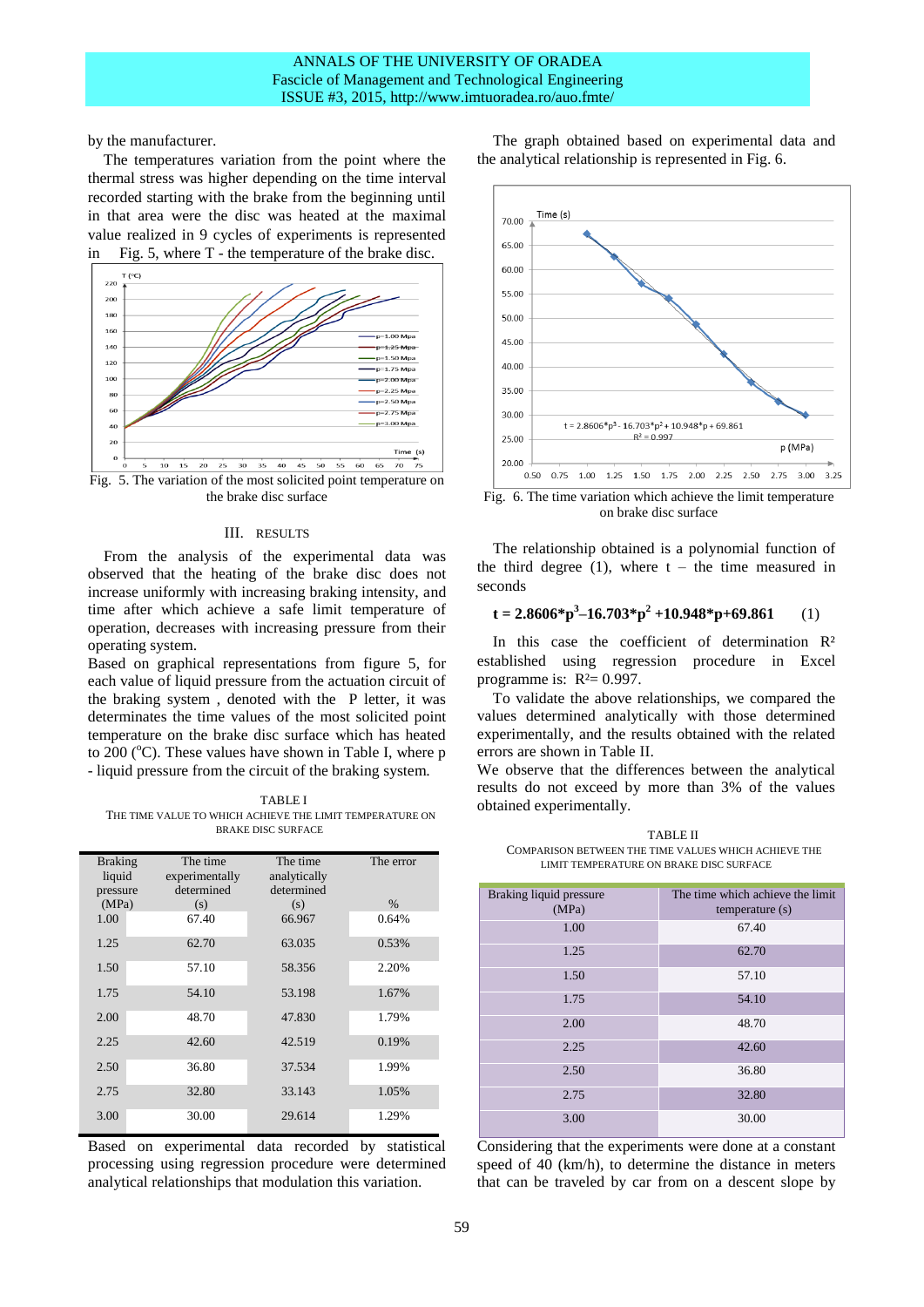by the manufacturer.

The temperatures variation from the point where the thermal stress was higher depending on the time interval recorded starting with the brake from the beginning until in that area were the disc was heated at the maximal value realized in 9 cycles of experiments is represented in Fig. 5, where T - the temperature of the brake disc.

Fig. 5. The variation of the most solicited point temperature on the brake disc surface

## III. RESULTS

From the analysis of the experimental data was observed that the heating of the brake disc does not increase uniformly with increasing braking intensity, and time after which achieve a safe limit temperature of operation, decreases with increasing pressure from their operating system.

Based on graphical representations from figure 5, for each value of liquid pressure from the actuation circuit of the braking system , denoted with the P letter, it was determinates the time values of the most solicited point temperature on the brake disc surface which has heated to 200 ($^{o}$C). These values have shown in Table I, where p - liquid pressure from the circuit of the braking system.

TABLE I
THE TIME VALUE TO WHICH ACHIEVE THE LIMIT TEMPERATURE ON BRAKE DISC SURFACE

| Braking liquid pressure (MPa) | The time experimentally determined (s) | The time analytically determined (s) | The error % |
|---|---|---|---|
| 1.00 | 67.40 | 66.967 | 0.64% |
| 1.25 | 62.70 | 63.035 | 0.53% |
| 1.50 | 57.10 | 58.356 | 2.20% |
| 1.75 | 54.10 | 53.198 | 1.67% |
| 2.00 | 48.70 | 47.830 | 1.79% |
| 2.25 | 42.60 | 42.519 | 0.19% |
| 2.50 | 36.80 | 37.534 | 1.99% |
| 2.75 | 32.80 | 33.143 | 1.05% |
| 3.00 | 30.00 | 29.614 | 1.29% |

Based on experimental data recorded by statistical processing using regression procedure were determined analytical relationships that modulation this variation.

The graph obtained based on experimental data and the analytical relationship is represented in Fig. 6.

Fig. 6. The time variation which achieve the limit temperature on brake disc surface

The relationship obtained is a polynomial function of the third degree (1), where t – the time measured in seconds

$$t = 2.8606 \cdot p^3 - 16.703 \cdot p^2 + 10.948 \cdot p + 69.861 \qquad (1)$$

In this case the coefficient of determination $R^2$ established using regression procedure in Excel programme is: $R^2 = 0.997$.

To validate the above relationships, we compared the values determined analytically with those determined experimentally, and the results obtained with the related errors are shown in Table II.

We observe that the differences between the analytical results do not exceed by more than 3% of the values obtained experimentally.

TABLE II
COMPARISON BETWEEN THE TIME VALUES WHICH ACHIEVE THE LIMIT TEMPERATURE ON BRAKE DISC SURFACE

| Braking liquid pressure (MPa) | The time which achieve the limit temperature (s) |
|---|---|
| 1.00 | 67.40 |
| 1.25 | 62.70 |
| 1.50 | 57.10 |
| 1.75 | 54.10 |
| 2.00 | 48.70 |
| 2.25 | 42.60 |
| 2.50 | 36.80 |
| 2.75 | 32.80 |
| 3.00 | 30.00 |

Considering that the experiments were done at a constant speed of 40 (km/h), to determine the distance in meters that can be traveled by car from on a descent slope by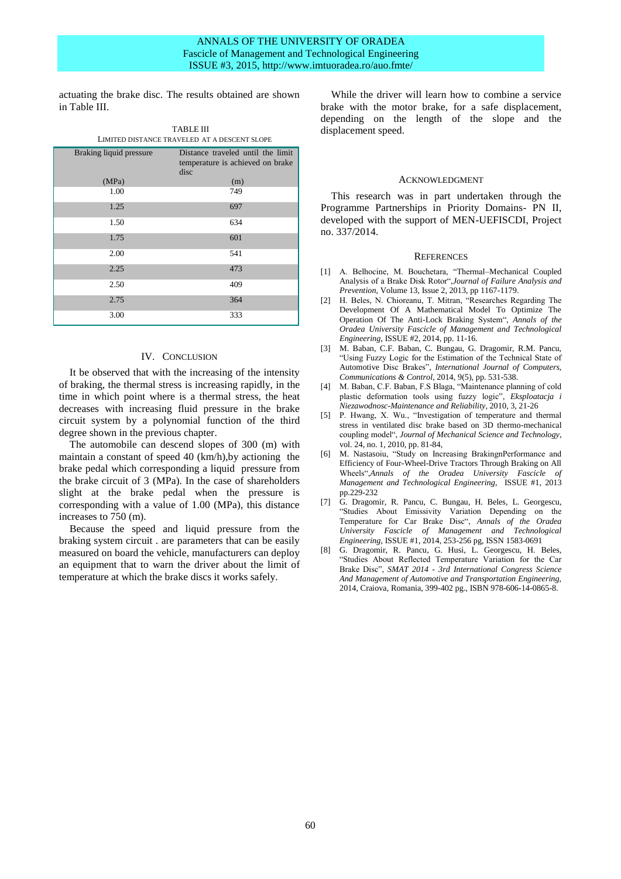actuating the brake disc. The results obtained are shown in Table III.

TABLE III
LIMITED DISTANCE TRAVELED AT A DESCENT SLOPE

| Braking liquid pressure (MPa) | Distance traveled until the limit temperature is achieved on brake disc (m) |
|---|---|
| 1.00 | 749 |
| 1.25 | 697 |
| 1.50 | 634 |
| 1.75 | 601 |
| 2.00 | 541 |
| 2.25 | 473 |
| 2.50 | 409 |
| 2.75 | 364 |
| 3.00 | 333 |

## IV. CONCLUSION

It be observed that with the increasing of the intensity of braking, the thermal stress is increasing rapidly, in the time in which point where is a thermal stress, the heat decreases with increasing fluid pressure in the brake circuit system by a polynomial function of the third degree shown in the previous chapter.

The automobile can descend slopes of 300 (m) with maintain a constant of speed 40 (km/h),by actioning the brake pedal which corresponding a liquid pressure from the brake circuit of 3 (MPa). In the case of shareholders slight at the brake pedal when the pressure is corresponding with a value of 1.00 (MPa), this distance increases to 750 (m).

Because the speed and liquid pressure from the braking system circuit . are parameters that can be easily measured on board the vehicle, manufacturers can deploy an equipment that to warn the driver about the limit of temperature at which the brake discs it works safely.

While the driver will learn how to combine a service brake with the motor brake, for a safe displacement, depending on the length of the slope and the displacement speed.

## ACKNOWLEDGMENT

This research was in part undertaken through the Programme Partnerships in Priority Domains- PN II, developed with the support of MEN-UEFISCDI, Project no. 337/2014.

## REFERENCES

[1] A. Belhocine, M. Bouchetara, "Thermal–Mechanical Coupled Analysis of a Brake Disk Rotor",*Journal of Failure Analysis and Prevention*, Volume 13, Issue 2, 2013, pp 1167-1179.

[2] H. Beles, N. Chioreanu, T. Mitran, "Researches Regarding The Development Of A Mathematical Model To Optimize The Operation Of The Anti-Lock Braking System", *Annals of the Oradea University Fascicle of Management and Technological Engineering*, ISSUE #2, 2014, pp. 11-16.

[3] M. Baban, C.F. Baban, C. Bungau, G. Dragomir, R.M. Pancu, "Using Fuzzy Logic for the Estimation of the Technical State of Automotive Disc Brakes", *International Journal of Computers, Communications & Control*, 2014, 9(5), pp. 531-538.

[4] M. Baban, C.F. Baban, F.S Blaga, "Maintenance planning of cold plastic deformation tools using fuzzy logic", *Eksploatacja i Niezawodnosc-Maintenance and Reliability*, 2010, 3, 21-26

[5] P. Hwang, X. Wu., "Investigation of temperature and thermal stress in ventilated disc brake based on 3D thermo-mechanical coupling model", *Journal of Mechanical Science and Technology*, vol. 24, no. 1, 2010, pp. 81-84,

[6] M. Nastasoiu, "Study on Increasing BrakingnPerformance and Efficiency of Four-Wheel-Drive Tractors Through Braking on All Wheels",*Annals of the Oradea University Fascicle of Management and Technological Engineering,* ISSUE #1, 2013 pp.229-232

[7] G. Dragomir, R. Pancu, C. Bungau, H. Beles, L. Georgescu, "Studies About Emissivity Variation Depending on the Temperature for Car Brake Disc", *Annals of the Oradea University Fascicle of Management and Technological Engineering*, ISSUE #1, 2014, 253-256 pg, ISSN 1583-0691

[8] G. Dragomir, R. Pancu, G. Husi, L. Georgescu, H. Beles, "Studies About Reflected Temperature Variation for the Car Brake Disc", *SMAT 2014 - 3rd International Congress Science And Management of Automotive and Transportation Engineering*, 2014, Craiova, Romania, 399-402 pg., ISBN 978-606-14-0865-8.